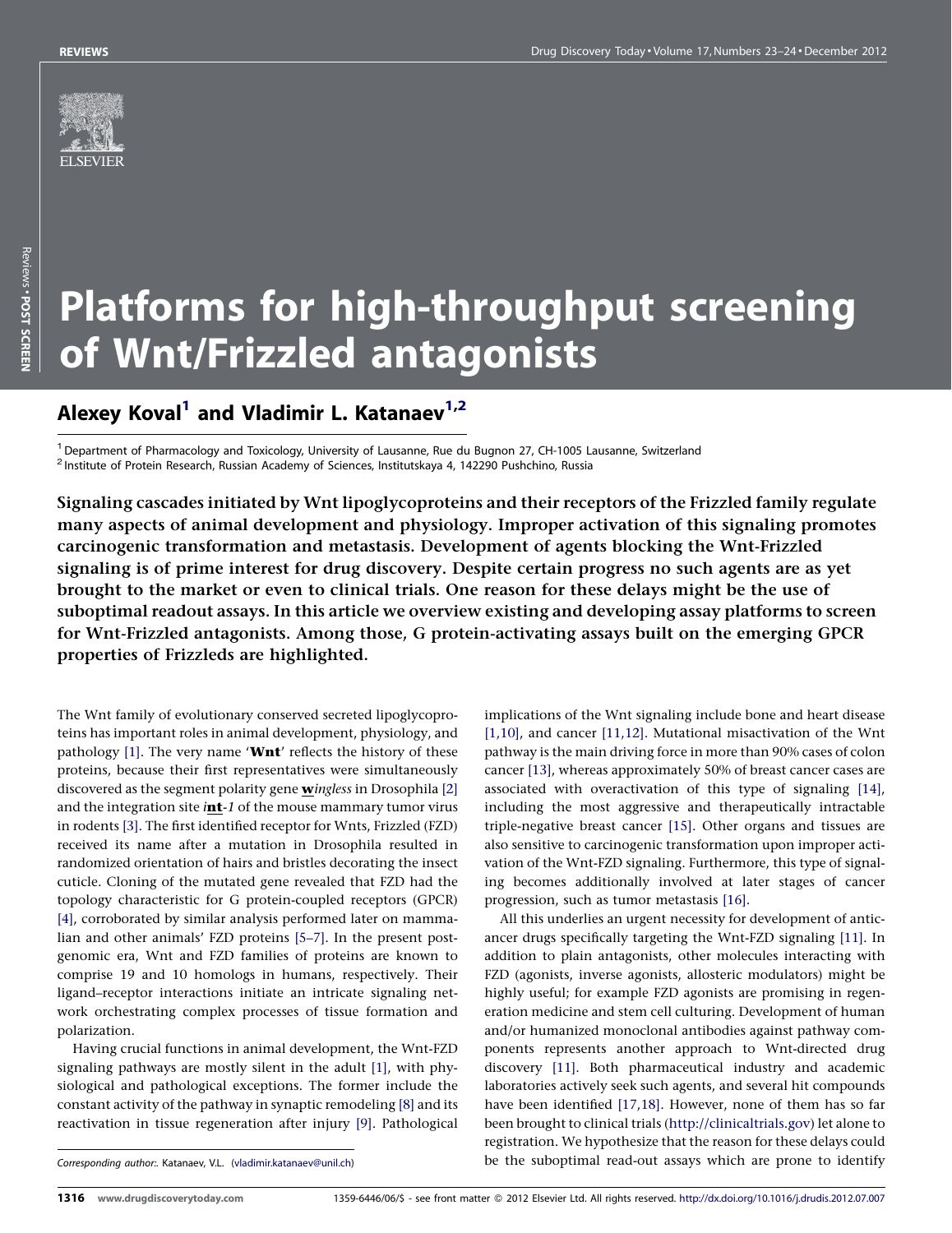# Platforms for high-throughput screening of Wnt/Frizzled antagonists

## Alexey Koval[1] and Vladimir L. Katanaev[1,2]

[1] Department of Pharmacology and Toxicology, University of Lausanne, Rue du Bugnon 27, CH-1005 Lausanne, Switzerland
[2] Institute of Protein Research, Russian Academy of Sciences, Institutskaya 4, 142290 Pushchino, Russia

**Signaling cascades initiated by Wnt lipoglycoproteins and their receptors of the Frizzled family regulate many aspects of animal development and physiology. Improper activation of this signaling promotes carcinogenic transformation and metastasis. Development of agents blocking the Wnt-Frizzled signaling is of prime interest for drug discovery. Despite certain progress no such agents are as yet brought to the market or even to clinical trials. One reason for these delays might be the use of suboptimal readout assays. In this article we overview existing and developing assay platforms to screen for Wnt-Frizzled antagonists. Among those, G protein-activating assays built on the emerging GPCR properties of Frizzleds are highlighted.**

The Wnt family of evolutionary conserved secreted lipoglycoproteins has important roles in animal development, physiology, and pathology [1]. The very name '**Wnt**' reflects the history of these proteins, because their first representatives were simultaneously discovered as the segment polarity gene **w***ingless* in Drosophila [2] and the integration site *i***nt***-1* of the mouse mammary tumor virus in rodents [3]. The first identified receptor for Wnts, Frizzled (FZD) received its name after a mutation in Drosophila resulted in randomized orientation of hairs and bristles decorating the insect cuticle. Cloning of the mutated gene revealed that FZD had the topology characteristic for G protein-coupled receptors (GPCR) [4], corroborated by similar analysis performed later on mammalian and other animals' FZD proteins [5–7]. In the present post-genomic era, Wnt and FZD families of proteins are known to comprise 19 and 10 homologs in humans, respectively. Their ligand–receptor interactions initiate an intricate signaling network orchestrating complex processes of tissue formation and polarization.

Having crucial functions in animal development, the Wnt-FZD signaling pathways are mostly silent in the adult [1], with physiological and pathological exceptions. The former include the constant activity of the pathway in synaptic remodeling [8] and its reactivation in tissue regeneration after injury [9]. Pathological implications of the Wnt signaling include bone and heart disease [1,10], and cancer [11,12]. Mutational misactivation of the Wnt pathway is the main driving force in more than 90% cases of colon cancer [13], whereas approximately 50% of breast cancer cases are associated with overactivation of this type of signaling [14], including the most aggressive and therapeutically intractable triple-negative breast cancer [15]. Other organs and tissues are also sensitive to carcinogenic transformation upon improper activation of the Wnt-FZD signaling. Furthermore, this type of signaling becomes additionally involved at later stages of cancer progression, such as tumor metastasis [16].

All this underlies an urgent necessity for development of anticancer drugs specifically targeting the Wnt-FZD signaling [11]. In addition to plain antagonists, other molecules interacting with FZD (agonists, inverse agonists, allosteric modulators) might be highly useful; for example FZD agonists are promising in regeneration medicine and stem cell culturing. Development of human and/or humanized monoclonal antibodies against pathway components represents another approach to Wnt-directed drug discovery [11]. Both pharmaceutical industry and academic laboratories actively seek such agents, and several hit compounds have been identified [17,18]. However, none of them has so far been brought to clinical trials (http://clinicaltrials.gov) let alone to registration. We hypothesize that the reason for these delays could be the suboptimal read-out assays which are prone to identify

*Corresponding author:*. Katanaev, V.L. (vladimir.katanaev@unil.ch)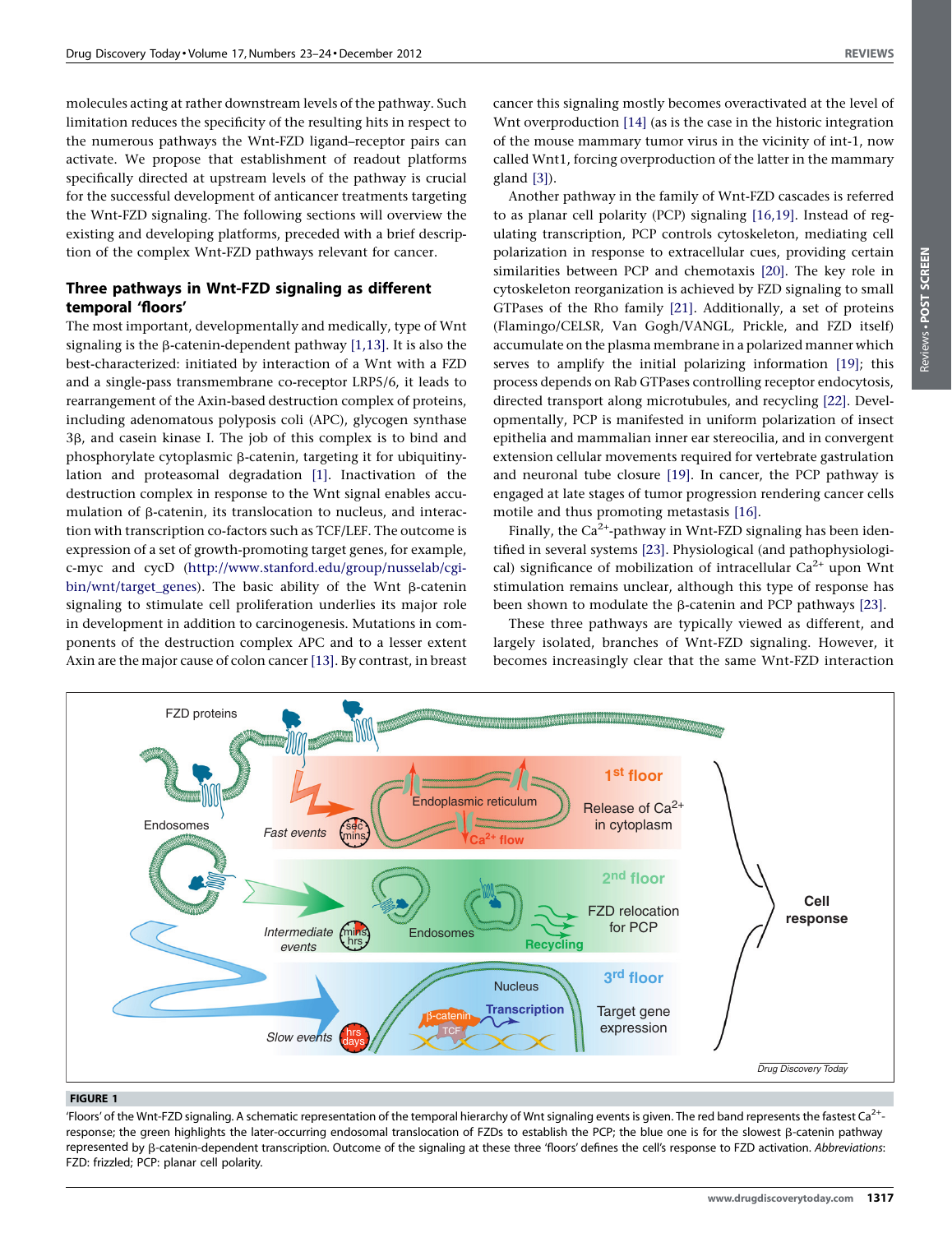molecules acting at rather downstream levels of the pathway. Such limitation reduces the specificity of the resulting hits in respect to the numerous pathways the Wnt-FZD ligand–receptor pairs can activate. We propose that establishment of readout platforms specifically directed at upstream levels of the pathway is crucial for the successful development of anticancer treatments targeting the Wnt-FZD signaling. The following sections will overview the existing and developing platforms, preceded with a brief description of the complex Wnt-FZD pathways relevant for cancer.

## Three pathways in Wnt-FZD signaling as different temporal 'floors'

The most important, developmentally and medically, type of Wnt signaling is the β-catenin-dependent pathway [1,13]. It is also the best-characterized: initiated by interaction of a Wnt with a FZD and a single-pass transmembrane co-receptor LRP5/6, it leads to rearrangement of the Axin-based destruction complex of proteins, including adenomatous polyposis coli (APC), glycogen synthase 3β, and casein kinase I. The job of this complex is to bind and phosphorylate cytoplasmic β-catenin, targeting it for ubiquitinylation and proteasomal degradation [1]. Inactivation of the destruction complex in response to the Wnt signal enables accumulation of β-catenin, its translocation to nucleus, and interaction with transcription co-factors such as TCF/LEF. The outcome is expression of a set of growth-promoting target genes, for example, c-myc and cycD (http://www.stanford.edu/group/nusselab/cgi-bin/wnt/target_genes). The basic ability of the Wnt β-catenin signaling to stimulate cell proliferation underlies its major role in development in addition to carcinogenesis. Mutations in components of the destruction complex APC and to a lesser extent Axin are the major cause of colon cancer [13]. By contrast, in breast cancer this signaling mostly becomes overactivated at the level of Wnt overproduction [14] (as is the case in the historic integration of the mouse mammary tumor virus in the vicinity of int-1, now called Wnt1, forcing overproduction of the latter in the mammary gland [3]).

Another pathway in the family of Wnt-FZD cascades is referred to as planar cell polarity (PCP) signaling [16,19]. Instead of regulating transcription, PCP controls cytoskeleton, mediating cell polarization in response to extracellular cues, providing certain similarities between PCP and chemotaxis [20]. The key role in cytoskeleton reorganization is achieved by FZD signaling to small GTPases of the Rho family [21]. Additionally, a set of proteins (Flamingo/CELSR, Van Gogh/VANGL, Prickle, and FZD itself) accumulate on the plasma membrane in a polarized manner which serves to amplify the initial polarizing information [19]; this process depends on Rab GTPases controlling receptor endocytosis, directed transport along microtubules, and recycling [22]. Developmentally, PCP is manifested in uniform polarization of insect epithelia and mammalian inner ear stereocilia, and in convergent extension cellular movements required for vertebrate gastrulation and neuronal tube closure [19]. In cancer, the PCP pathway is engaged at late stages of tumor progression rendering cancer cells motile and thus promoting metastasis [16].

Finally, the $Ca^{2+}$-pathway in Wnt-FZD signaling has been identified in several systems [23]. Physiological (and pathophysiological) significance of mobilization of intracellular $Ca^{2+}$ upon Wnt stimulation remains unclear, although this type of response has been shown to modulate the β-catenin and PCP pathways [23].

These three pathways are typically viewed as different, and largely isolated, branches of Wnt-FZD signaling. However, it becomes increasingly clear that the same Wnt-FZD interaction

**FIGURE 1**

'Floors' of the Wnt-FZD signaling. A schematic representation of the temporal hierarchy of Wnt signaling events is given. The red band represents the fastest $Ca^{2+}$-response; the green highlights the later-occurring endosomal translocation of FZDs to establish the PCP; the blue one is for the slowest β-catenin pathway represented by β-catenin-dependent transcription. Outcome of the signaling at these three 'floors' defines the cell's response to FZD activation. *Abbreviations*: FZD: frizzled; PCP: planar cell polarity.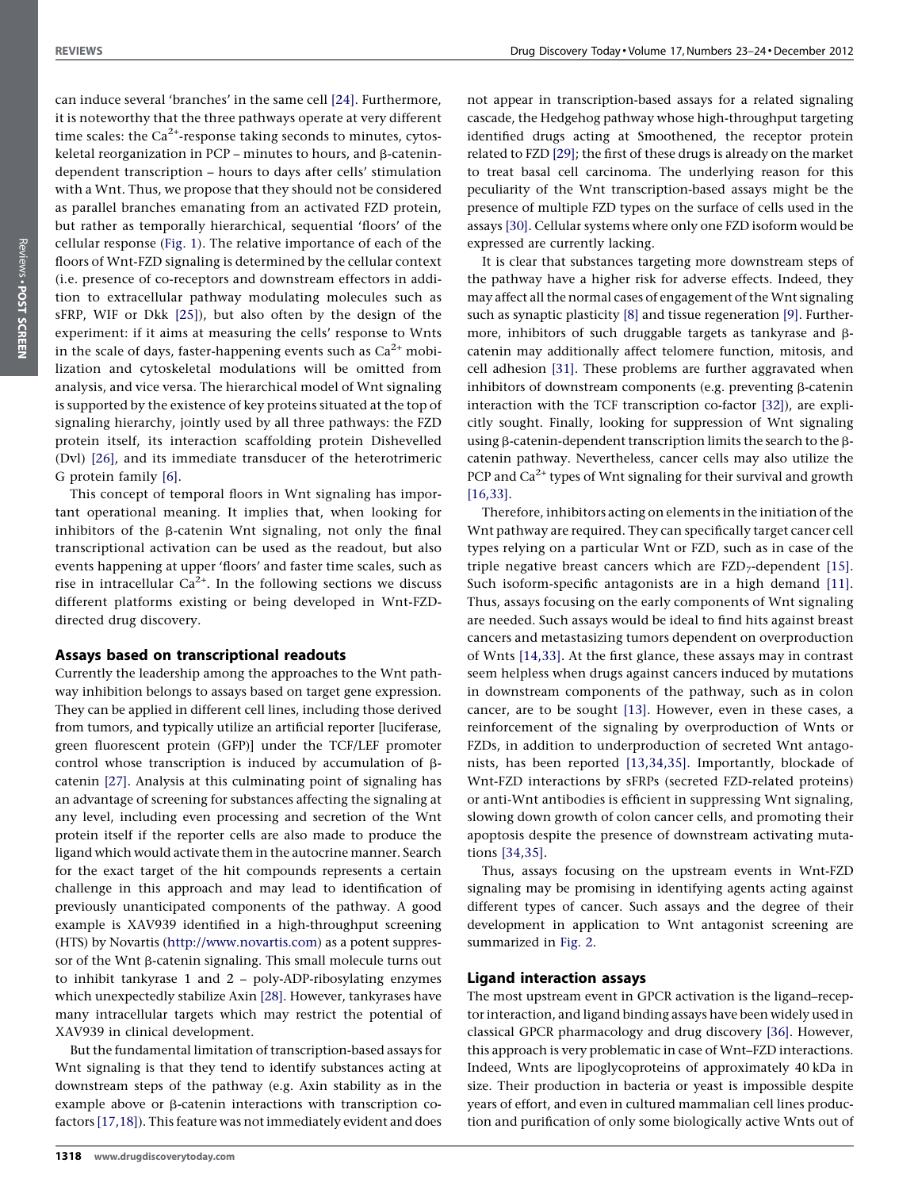can induce several 'branches' in the same cell [24]. Furthermore, it is noteworthy that the three pathways operate at very different time scales: the $Ca^{2+}$-response taking seconds to minutes, cytoskeletal reorganization in PCP – minutes to hours, and β-catenin-dependent transcription – hours to days after cells' stimulation with a Wnt. Thus, we propose that they should not be considered as parallel branches emanating from an activated FZD protein, but rather as temporally hierarchical, sequential 'floors' of the cellular response (Fig. 1). The relative importance of each of the floors of Wnt-FZD signaling is determined by the cellular context (i.e. presence of co-receptors and downstream effectors in addition to extracellular pathway modulating molecules such as sFRP, WIF or Dkk [25]), but also often by the design of the experiment: if it aims at measuring the cells' response to Wnts in the scale of days, faster-happening events such as $Ca^{2+}$ mobilization and cytoskeletal modulations will be omitted from analysis, and vice versa. The hierarchical model of Wnt signaling is supported by the existence of key proteins situated at the top of signaling hierarchy, jointly used by all three pathways: the FZD protein itself, its interaction scaffolding protein Dishevelled (Dvl) [26], and its immediate transducer of the heterotrimeric G protein family [6].

This concept of temporal floors in Wnt signaling has important operational meaning. It implies that, when looking for inhibitors of the β-catenin Wnt signaling, not only the final transcriptional activation can be used as the readout, but also events happening at upper 'floors' and faster time scales, such as rise in intracellular $Ca^{2+}$. In the following sections we discuss different platforms existing or being developed in Wnt-FZD-directed drug discovery.

## Assays based on transcriptional readouts

Currently the leadership among the approaches to the Wnt pathway inhibition belongs to assays based on target gene expression. They can be applied in different cell lines, including those derived from tumors, and typically utilize an artificial reporter [luciferase, green fluorescent protein (GFP)] under the TCF/LEF promoter control whose transcription is induced by accumulation of β-catenin [27]. Analysis at this culminating point of signaling has an advantage of screening for substances affecting the signaling at any level, including even processing and secretion of the Wnt protein itself if the reporter cells are also made to produce the ligand which would activate them in the autocrine manner. Search for the exact target of the hit compounds represents a certain challenge in this approach and may lead to identification of previously unanticipated components of the pathway. A good example is XAV939 identified in a high-throughput screening (HTS) by Novartis (http://www.novartis.com) as a potent suppressor of the Wnt β-catenin signaling. This small molecule turns out to inhibit tankyrase 1 and 2 – poly-ADP-ribosylating enzymes which unexpectedly stabilize Axin [28]. However, tankyrases have many intracellular targets which may restrict the potential of XAV939 in clinical development.

But the fundamental limitation of transcription-based assays for Wnt signaling is that they tend to identify substances acting at downstream steps of the pathway (e.g. Axin stability as in the example above or β-catenin interactions with transcription cofactors [17,18]). This feature was not immediately evident and does not appear in transcription-based assays for a related signaling cascade, the Hedgehog pathway whose high-throughput targeting identified drugs acting at Smoothened, the receptor protein related to FZD [29]; the first of these drugs is already on the market to treat basal cell carcinoma. The underlying reason for this peculiarity of the Wnt transcription-based assays might be the presence of multiple FZD types on the surface of cells used in the assays [30]. Cellular systems where only one FZD isoform would be expressed are currently lacking.

It is clear that substances targeting more downstream steps of the pathway have a higher risk for adverse effects. Indeed, they may affect all the normal cases of engagement of the Wnt signaling such as synaptic plasticity [8] and tissue regeneration [9]. Furthermore, inhibitors of such druggable targets as tankyrase and β-catenin may additionally affect telomere function, mitosis, and cell adhesion [31]. These problems are further aggravated when inhibitors of downstream components (e.g. preventing β-catenin interaction with the TCF transcription co-factor [32]), are explicitly sought. Finally, looking for suppression of Wnt signaling using β-catenin-dependent transcription limits the search to the β-catenin pathway. Nevertheless, cancer cells may also utilize the PCP and $Ca^{2+}$ types of Wnt signaling for their survival and growth [16,33].

Therefore, inhibitors acting on elements in the initiation of the Wnt pathway are required. They can specifically target cancer cell types relying on a particular Wnt or FZD, such as in case of the triple negative breast cancers which are $FZD_7$-dependent [15]. Such isoform-specific antagonists are in a high demand [11]. Thus, assays focusing on the early components of Wnt signaling are needed. Such assays would be ideal to find hits against breast cancers and metastasizing tumors dependent on overproduction of Wnts [14,33]. At the first glance, these assays may in contrast seem helpless when drugs against cancers induced by mutations in downstream components of the pathway, such as in colon cancer, are to be sought [13]. However, even in these cases, a reinforcement of the signaling by overproduction of Wnts or FZDs, in addition to underproduction of secreted Wnt antagonists, has been reported [13,34,35]. Importantly, blockade of Wnt-FZD interactions by sFRPs (secreted FZD-related proteins) or anti-Wnt antibodies is efficient in suppressing Wnt signaling, slowing down growth of colon cancer cells, and promoting their apoptosis despite the presence of downstream activating mutations [34,35].

Thus, assays focusing on the upstream events in Wnt-FZD signaling may be promising in identifying agents acting against different types of cancer. Such assays and the degree of their development in application to Wnt antagonist screening are summarized in Fig. 2.

## Ligand interaction assays

The most upstream event in GPCR activation is the ligand–receptor interaction, and ligand binding assays have been widely used in classical GPCR pharmacology and drug discovery [36]. However, this approach is very problematic in case of Wnt–FZD interactions. Indeed, Wnts are lipoglycoproteins of approximately 40 kDa in size. Their production in bacteria or yeast is impossible despite years of effort, and even in cultured mammalian cell lines production and purification of only some biologically active Wnts out of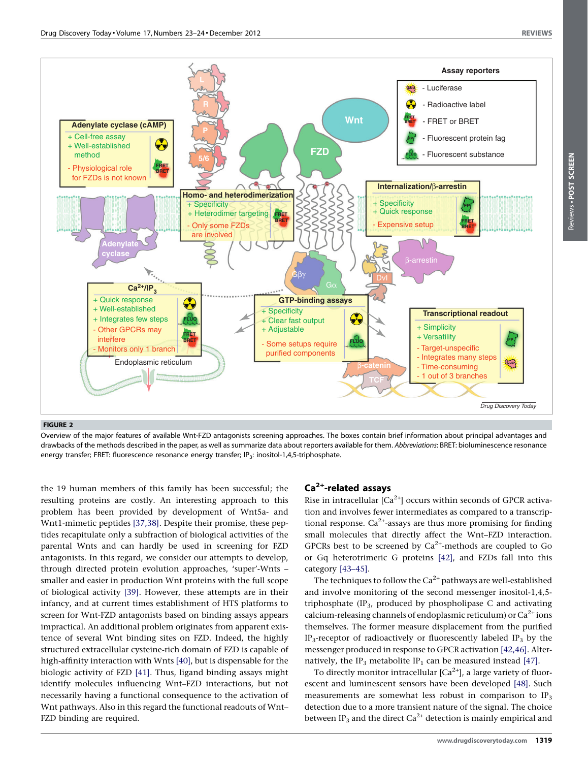FIGURE 2

Overview of the major features of available Wnt-FZD antagonists screening approaches. The boxes contain brief information about principal advantages and drawbacks of the methods described in the paper, as well as summarize data about reporters available for them. *Abbreviations*: BRET: bioluminescence resonance energy transfer; FRET: fluorescence resonance energy transfer; $IP_3$: inositol-1,4,5-triphosphate.

the 19 human members of this family has been successful; the resulting proteins are costly. An interesting approach to this problem has been provided by development of Wnt5a- and Wnt1-mimetic peptides [37,38]. Despite their promise, these peptides recapitulate only a subfraction of biological activities of the parental Wnts and can hardly be used in screening for FZD antagonists. In this regard, we consider our attempts to develop, through directed protein evolution approaches, 'super'-Wnts – smaller and easier in production Wnt proteins with the full scope of biological activity [39]. However, these attempts are in their infancy, and at current times establishment of HTS platforms to screen for Wnt-FZD antagonists based on binding assays appears impractical. An additional problem originates from apparent existence of several Wnt binding sites on FZD. Indeed, the highly structured extracellular cysteine-rich domain of FZD is capable of high-affinity interaction with Wnts [40], but is dispensable for the biologic activity of FZD [41]. Thus, ligand binding assays might identify molecules influencing Wnt–FZD interactions, but not necessarily having a functional consequence to the activation of Wnt pathways. Also in this regard the functional readouts of Wnt–FZD binding are required.

## $Ca^{2+}$-related assays

Rise in intracellular [$Ca^{2+}$] occurs within seconds of GPCR activation and involves fewer intermediates as compared to a transcriptional response. $Ca^{2+}$-assays are thus more promising for finding small molecules that directly affect the Wnt–FZD interaction. GPCRs best to be screened by $Ca^{2+}$-methods are coupled to Go or Gq heterotrimeric G proteins [42], and FZDs fall into this category [43–45].

The techniques to follow the $Ca^{2+}$ pathways are well-established and involve monitoring of the second messenger inositol-1,4,5-triphosphate ($IP_3$, produced by phospholipase C and activating calcium-releasing channels of endoplasmic reticulum) or $Ca^{2+}$ ions themselves. The former measure displacement from the purified $IP_3$-receptor of radioactively or fluorescently labeled $IP_3$ by the messenger produced in response to GPCR activation [42,46]. Alternatively, the $IP_3$ metabolite $IP_1$ can be measured instead [47].

To directly monitor intracellular [$Ca^{2+}$], a large variety of fluorescent and luminescent sensors have been developed [48]. Such measurements are somewhat less robust in comparison to $IP_3$ detection due to a more transient nature of the signal. The choice between $IP_3$ and the direct $Ca^{2+}$ detection is mainly empirical and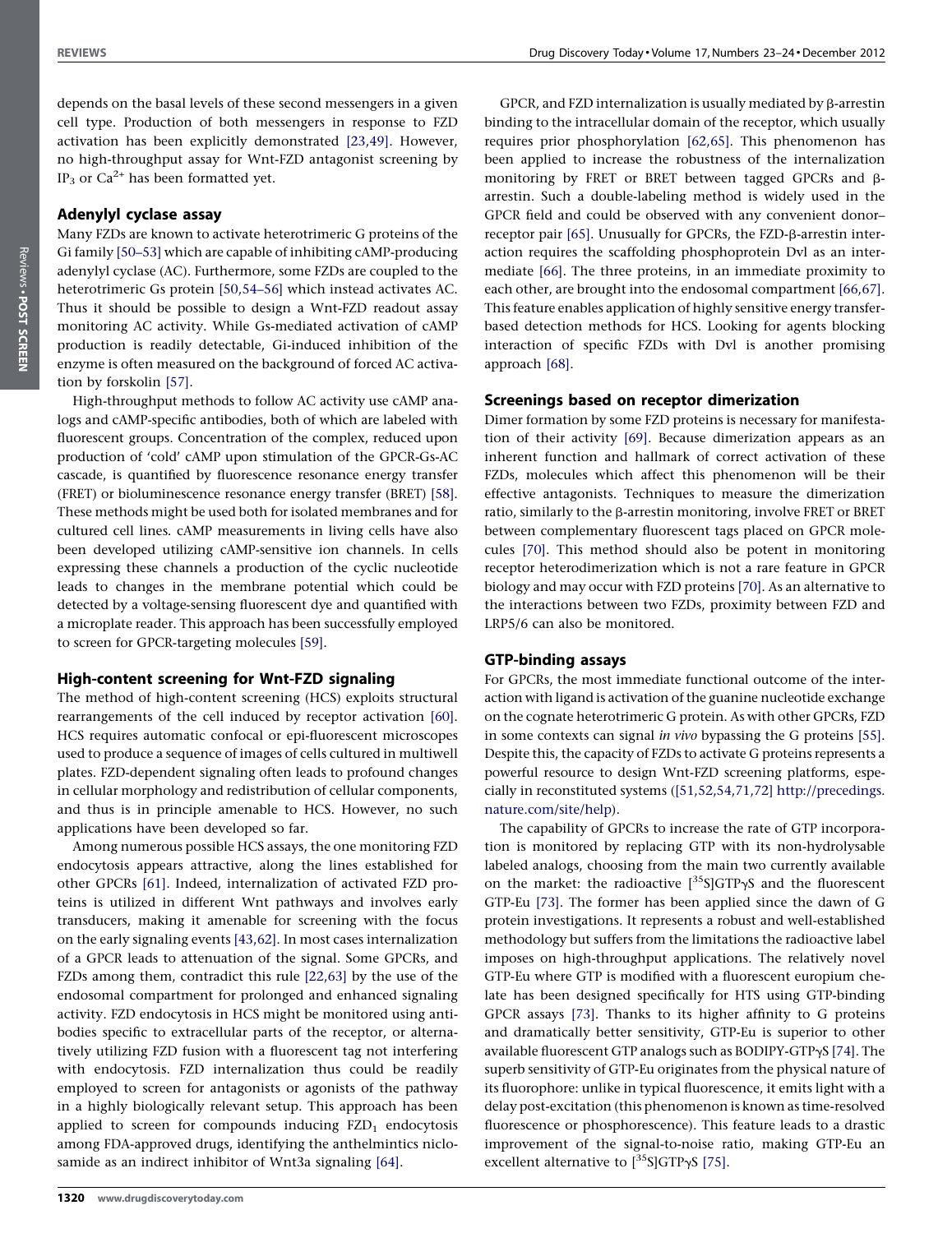depends on the basal levels of these second messengers in a given cell type. Production of both messengers in response to FZD activation has been explicitly demonstrated [23,49]. However, no high-throughput assay for Wnt-FZD antagonist screening by $IP_3$ or $Ca^{2+}$ has been formatted yet.

### Adenylyl cyclase assay

Many FZDs are known to activate heterotrimeric G proteins of the Gi family [50–53] which are capable of inhibiting cAMP-producing adenylyl cyclase (AC). Furthermore, some FZDs are coupled to the heterotrimeric Gs protein [50,54–56] which instead activates AC. Thus it should be possible to design a Wnt-FZD readout assay monitoring AC activity. While Gs-mediated activation of cAMP production is readily detectable, Gi-induced inhibition of the enzyme is often measured on the background of forced AC activation by forskolin [57].

High-throughput methods to follow AC activity use cAMP analogs and cAMP-specific antibodies, both of which are labeled with fluorescent groups. Concentration of the complex, reduced upon production of 'cold' cAMP upon stimulation of the GPCR-Gs-AC cascade, is quantified by fluorescence resonance energy transfer (FRET) or bioluminescence resonance energy transfer (BRET) [58]. These methods might be used both for isolated membranes and for cultured cell lines. cAMP measurements in living cells have also been developed utilizing cAMP-sensitive ion channels. In cells expressing these channels a production of the cyclic nucleotide leads to changes in the membrane potential which could be detected by a voltage-sensing fluorescent dye and quantified with a microplate reader. This approach has been successfully employed to screen for GPCR-targeting molecules [59].

### High-content screening for Wnt-FZD signaling

The method of high-content screening (HCS) exploits structural rearrangements of the cell induced by receptor activation [60]. HCS requires automatic confocal or epi-fluorescent microscopes used to produce a sequence of images of cells cultured in multiwell plates. FZD-dependent signaling often leads to profound changes in cellular morphology and redistribution of cellular components, and thus is in principle amenable to HCS. However, no such applications have been developed so far.

Among numerous possible HCS assays, the one monitoring FZD endocytosis appears attractive, along the lines established for other GPCRs [61]. Indeed, internalization of activated FZD proteins is utilized in different Wnt pathways and involves early transducers, making it amenable for screening with the focus on the early signaling events [43,62]. In most cases internalization of a GPCR leads to attenuation of the signal. Some GPCRs, and FZDs among them, contradict this rule [22,63] by the use of the endosomal compartment for prolonged and enhanced signaling activity. FZD endocytosis in HCS might be monitored using antibodies specific to extracellular parts of the receptor, or alternatively utilizing FZD fusion with a fluorescent tag not interfering with endocytosis. FZD internalization thus could be readily employed to screen for antagonists or agonists of the pathway in a highly biologically relevant setup. This approach has been applied to screen for compounds inducing $FZD_1$ endocytosis among FDA-approved drugs, identifying the anthelmintics niclosamide as an indirect inhibitor of Wnt3a signaling [64].

GPCR, and FZD internalization is usually mediated by β-arrestin binding to the intracellular domain of the receptor, which usually requires prior phosphorylation [62,65]. This phenomenon has been applied to increase the robustness of the internalization monitoring by FRET or BRET between tagged GPCRs and β-arrestin. Such a double-labeling method is widely used in the GPCR field and could be observed with any convenient donor–receptor pair [65]. Unusually for GPCRs, the FZD-β-arrestin interaction requires the scaffolding phosphoprotein Dvl as an intermediate [66]. The three proteins, in an immediate proximity to each other, are brought into the endosomal compartment [66,67]. This feature enables application of highly sensitive energy transfer-based detection methods for HCS. Looking for agents blocking interaction of specific FZDs with Dvl is another promising approach [68].

### Screenings based on receptor dimerization

Dimer formation by some FZD proteins is necessary for manifestation of their activity [69]. Because dimerization appears as an inherent function and hallmark of correct activation of these FZDs, molecules which affect this phenomenon will be their effective antagonists. Techniques to measure the dimerization ratio, similarly to the β-arrestin monitoring, involve FRET or BRET between complementary fluorescent tags placed on GPCR molecules [70]. This method should also be potent in monitoring receptor heterodimerization which is not a rare feature in GPCR biology and may occur with FZD proteins [70]. As an alternative to the interactions between two FZDs, proximity between FZD and LRP5/6 can also be monitored.

### GTP-binding assays

For GPCRs, the most immediate functional outcome of the interaction with ligand is activation of the guanine nucleotide exchange on the cognate heterotrimeric G protein. As with other GPCRs, FZD in some contexts can signal *in vivo* bypassing the G proteins [55]. Despite this, the capacity of FZDs to activate G proteins represents a powerful resource to design Wnt-FZD screening platforms, especially in reconstituted systems ([51,52,54,71,72] http://precedings.nature.com/site/help).

The capability of GPCRs to increase the rate of GTP incorporation is monitored by replacing GTP with its non-hydrolysable labeled analogs, choosing from the main two currently available on the market: the radioactive [$^{35}$S]GTPγS and the fluorescent GTP-Eu [73]. The former has been applied since the dawn of G protein investigations. It represents a robust and well-established methodology but suffers from the limitations the radioactive label imposes on high-throughput applications. The relatively novel GTP-Eu where GTP is modified with a fluorescent europium chelate has been designed specifically for HTS using GTP-binding GPCR assays [73]. Thanks to its higher affinity to G proteins and dramatically better sensitivity, GTP-Eu is superior to other available fluorescent GTP analogs such as BODIPY-GTPγS [74]. The superb sensitivity of GTP-Eu originates from the physical nature of its fluorophore: unlike in typical fluorescence, it emits light with a delay post-excitation (this phenomenon is known as time-resolved fluorescence or phosphorescence). This feature leads to a drastic improvement of the signal-to-noise ratio, making GTP-Eu an excellent alternative to [$^{35}$S]GTPγS [75].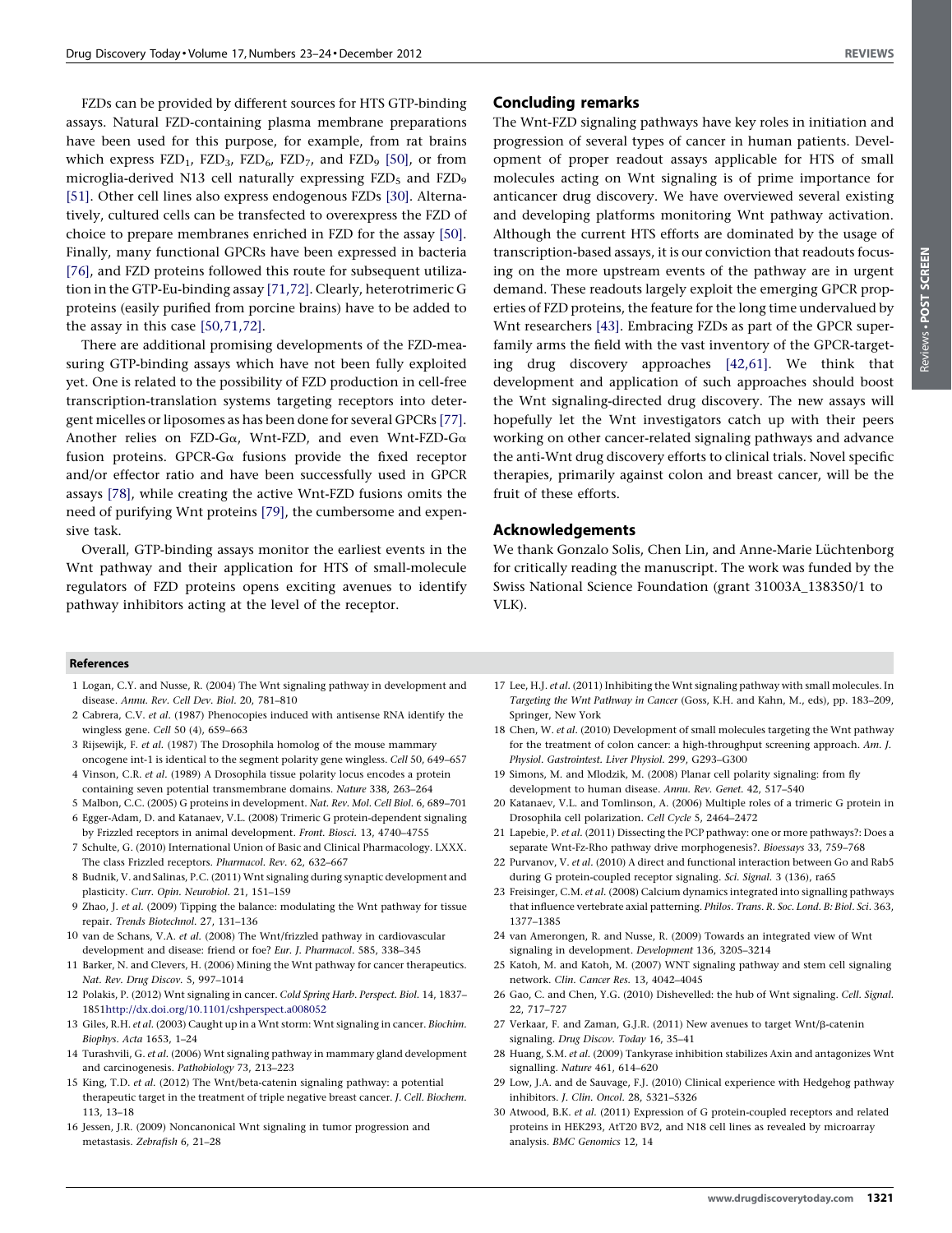FZDs can be provided by different sources for HTS GTP-binding assays. Natural FZD-containing plasma membrane preparations have been used for this purpose, for example, from rat brains which express $FZD_1$, $FZD_3$, $FZD_6$, $FZD_7$, and $FZD_9$ [50], or from microglia-derived N13 cell naturally expressing $FZD_5$ and $FZD_9$ [51]. Other cell lines also express endogenous FZDs [30]. Alternatively, cultured cells can be transfected to overexpress the FZD of choice to prepare membranes enriched in FZD for the assay [50]. Finally, many functional GPCRs have been expressed in bacteria [76], and FZD proteins followed this route for subsequent utilization in the GTP-Eu-binding assay [71,72]. Clearly, heterotrimeric G proteins (easily purified from porcine brains) have to be added to the assay in this case [50,71,72].

There are additional promising developments of the FZD-measuring GTP-binding assays which have not been fully exploited yet. One is related to the possibility of FZD production in cell-free transcription-translation systems targeting receptors into detergent micelles or liposomes as has been done for several GPCRs [77]. Another relies on FZD-Gα, Wnt-FZD, and even Wnt-FZD-Gα fusion proteins. GPCR-Gα fusions provide the fixed receptor and/or effector ratio and have been successfully used in GPCR assays [78], while creating the active Wnt-FZD fusions omits the need of purifying Wnt proteins [79], the cumbersome and expensive task.

Overall, GTP-binding assays monitor the earliest events in the Wnt pathway and their application for HTS of small-molecule regulators of FZD proteins opens exciting avenues to identify pathway inhibitors acting at the level of the receptor.

## Concluding remarks

The Wnt-FZD signaling pathways have key roles in initiation and progression of several types of cancer in human patients. Development of proper readout assays applicable for HTS of small molecules acting on Wnt signaling is of prime importance for anticancer drug discovery. We have overviewed several existing and developing platforms monitoring Wnt pathway activation. Although the current HTS efforts are dominated by the usage of transcription-based assays, it is our conviction that readouts focusing on the more upstream events of the pathway are in urgent demand. These readouts largely exploit the emerging GPCR properties of FZD proteins, the feature for the long time undervalued by Wnt researchers [43]. Embracing FZDs as part of the GPCR superfamily arms the field with the vast inventory of the GPCR-targeting drug discovery approaches [42,61]. We think that development and application of such approaches should boost the Wnt signaling-directed drug discovery. The new assays will hopefully let the Wnt investigators catch up with their peers working on other cancer-related signaling pathways and advance the anti-Wnt drug discovery efforts to clinical trials. Novel specific therapies, primarily against colon and breast cancer, will be the fruit of these efforts.

## Acknowledgements

We thank Gonzalo Solis, Chen Lin, and Anne-Marie Lüchtenborg for critically reading the manuscript. The work was funded by the Swiss National Science Foundation (grant 31003A_138350/1 to VLK).

## References

1 Logan, C.Y. and Nusse, R. (2004) The Wnt signaling pathway in development and disease. *Annu. Rev. Cell Dev. Biol.* 20, 781–810

2 Cabrera, C.V. *et al*. (1987) Phenocopies induced with antisense RNA identify the wingless gene. *Cell* 50 (4), 659–663

3 Rijsewijk, F. *et al*. (1987) The Drosophila homolog of the mouse mammary oncogene int-1 is identical to the segment polarity gene wingless. *Cell* 50, 649–657

4 Vinson, C.R. *et al*. (1989) A Drosophila tissue polarity locus encodes a protein containing seven potential transmembrane domains. *Nature* 338, 263–264

5 Malbon, C.C. (2005) G proteins in development. *Nat. Rev. Mol. Cell Biol.* 6, 689–701

6 Egger-Adam, D. and Katanaev, V.L. (2008) Trimeric G protein-dependent signaling by Frizzled receptors in animal development. *Front. Biosci.* 13, 4740–4755

7 Schulte, G. (2010) International Union of Basic and Clinical Pharmacology. LXXX. The class Frizzled receptors. *Pharmacol. Rev.* 62, 632–667

8 Budnik, V. and Salinas, P.C. (2011) Wnt signaling during synaptic development and plasticity. *Curr. Opin. Neurobiol.* 21, 151–159

9 Zhao, J. *et al*. (2009) Tipping the balance: modulating the Wnt pathway for tissue repair. *Trends Biotechnol.* 27, 131–136

10 van de Schans, V.A. *et al*. (2008) The Wnt/frizzled pathway in cardiovascular development and disease: friend or foe? *Eur. J. Pharmacol.* 585, 338–345

11 Barker, N. and Clevers, H. (2006) Mining the Wnt pathway for cancer therapeutics. *Nat. Rev. Drug Discov.* 5, 997–1014

12 Polakis, P. (2012) Wnt signaling in cancer. *Cold Spring Harb. Perspect. Biol.* 14, 1837–1851http://dx.doi.org/10.1101/cshperspect.a008052

13 Giles, R.H. *et al*. (2003) Caught up in a Wnt storm: Wnt signaling in cancer. *Biochim. Biophys. Acta* 1653, 1–24

14 Turashvili, G. *et al*. (2006) Wnt signaling pathway in mammary gland development and carcinogenesis. *Pathobiology* 73, 213–223

15 King, T.D. *et al*. (2012) The Wnt/beta-catenin signaling pathway: a potential therapeutic target in the treatment of triple negative breast cancer. *J. Cell. Biochem.* 113, 13–18

16 Jessen, J.R. (2009) Noncanonical Wnt signaling in tumor progression and metastasis. *Zebrafish* 6, 21–28

17 Lee, H.J. *et al*. (2011) Inhibiting the Wnt signaling pathway with small molecules. In *Targeting the Wnt Pathway in Cancer* (Goss, K.H. and Kahn, M., eds), pp. 183–209, Springer, New York

18 Chen, W. *et al*. (2010) Development of small molecules targeting the Wnt pathway for the treatment of colon cancer: a high-throughput screening approach. *Am. J. Physiol. Gastrointest. Liver Physiol.* 299, G293–G300

19 Simons, M. and Mlodzik, M. (2008) Planar cell polarity signaling: from fly development to human disease. *Annu. Rev. Genet.* 42, 517–540

20 Katanaev, V.L. and Tomlinson, A. (2006) Multiple roles of a trimeric G protein in Drosophila cell polarization. *Cell Cycle* 5, 2464–2472

21 Lapebie, P. *et al*. (2011) Dissecting the PCP pathway: one or more pathways?: Does a separate Wnt-Fz-Rho pathway drive morphogenesis?. *Bioessays* 33, 759–768

22 Purvanov, V. *et al*. (2010) A direct and functional interaction between Go and Rab5 during G protein-coupled receptor signaling. *Sci. Signal.* 3 (136), ra65

23 Freisinger, C.M. *et al*. (2008) Calcium dynamics integrated into signalling pathways that influence vertebrate axial patterning. *Philos. Trans. R. Soc. Lond. B: Biol. Sci.* 363, 1377–1385

24 van Amerongen, R. and Nusse, R. (2009) Towards an integrated view of Wnt signaling in development. *Development* 136, 3205–3214

25 Katoh, M. and Katoh, M. (2007) WNT signaling pathway and stem cell signaling network. *Clin. Cancer Res.* 13, 4042–4045

26 Gao, C. and Chen, Y.G. (2010) Dishevelled: the hub of Wnt signaling. *Cell. Signal.* 22, 717–727

27 Verkaar, F. and Zaman, G.J.R. (2011) New avenues to target Wnt/β-catenin signaling. *Drug Discov. Today* 16, 35–41

28 Huang, S.M. *et al*. (2009) Tankyrase inhibition stabilizes Axin and antagonizes Wnt signalling. *Nature* 461, 614–620

29 Low, J.A. and de Sauvage, F.J. (2010) Clinical experience with Hedgehog pathway inhibitors. *J. Clin. Oncol.* 28, 5321–5326

30 Atwood, B.K. *et al*. (2011) Expression of G protein-coupled receptors and related proteins in HEK293, AtT20 BV2, and N18 cell lines as revealed by microarray analysis. *BMC Genomics* 12, 14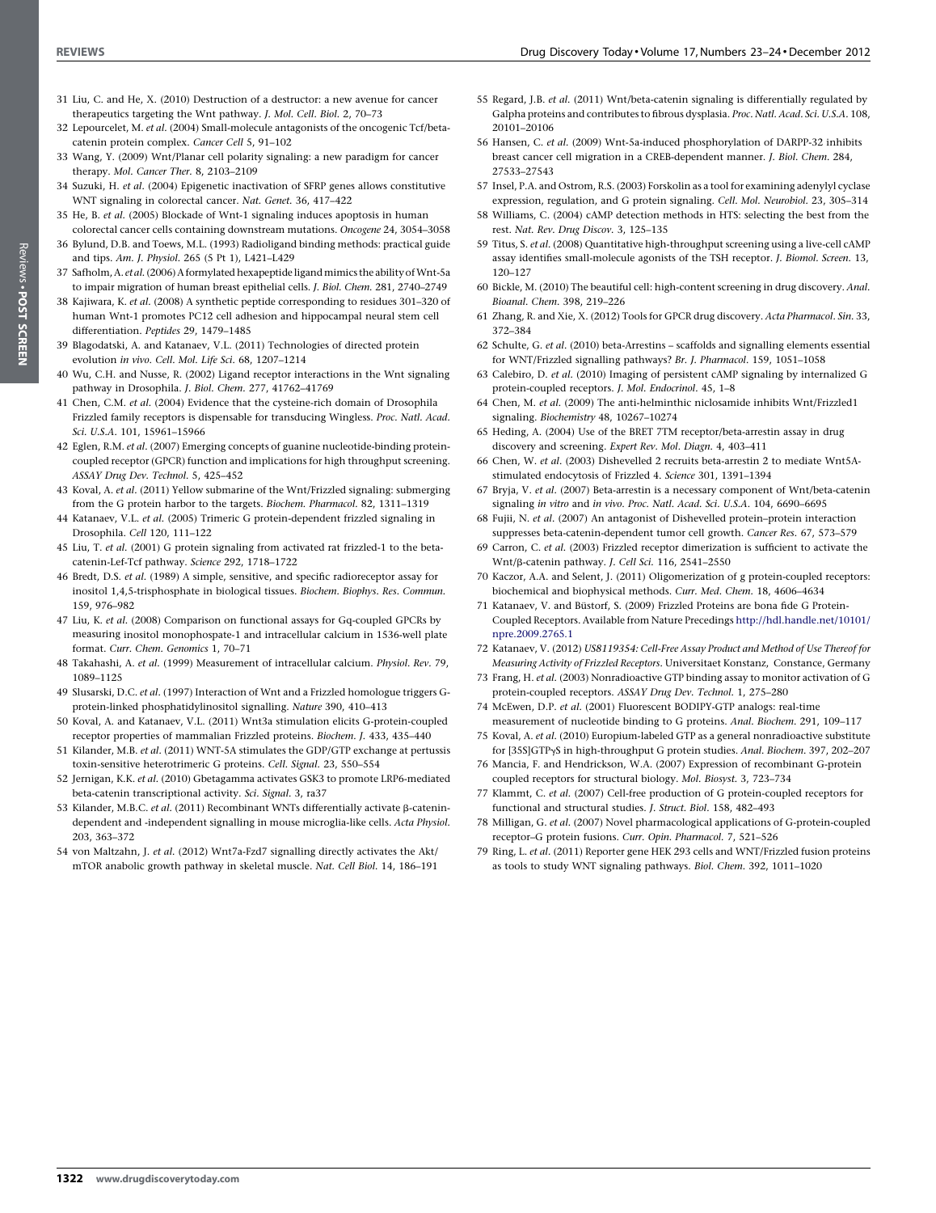31 Liu, C. and He, X. (2010) Destruction of a destructor: a new avenue for cancer therapeutics targeting the Wnt pathway. *J. Mol. Cell. Biol.* 2, 70–73

32 Lepourcelet, M. *et al.* (2004) Small-molecule antagonists of the oncogenic Tcf/beta-catenin protein complex. *Cancer Cell* 5, 91–102

33 Wang, Y. (2009) Wnt/Planar cell polarity signaling: a new paradigm for cancer therapy. *Mol. Cancer Ther.* 8, 2103–2109

34 Suzuki, H. *et al.* (2004) Epigenetic inactivation of SFRP genes allows constitutive WNT signaling in colorectal cancer. *Nat. Genet.* 36, 417–422

35 He, B. *et al.* (2005) Blockade of Wnt-1 signaling induces apoptosis in human colorectal cancer cells containing downstream mutations. *Oncogene* 24, 3054–3058

36 Bylund, D.B. and Toews, M.L. (1993) Radioligand binding methods: practical guide and tips. *Am. J. Physiol.* 265 (5 Pt 1), L421–L429

37 Safholm, A. *et al.* (2006) A formylated hexapeptide ligand mimics the ability of Wnt-5a to impair migration of human breast epithelial cells. *J. Biol. Chem.* 281, 2740–2749

38 Kajiwara, K. *et al.* (2008) A synthetic peptide corresponding to residues 301–320 of human Wnt-1 promotes PC12 cell adhesion and hippocampal neural stem cell differentiation. *Peptides* 29, 1479–1485

39 Blagodatski, A. and Katanaev, V.L. (2011) Technologies of directed protein evolution *in vivo*. *Cell. Mol. Life Sci.* 68, 1207–1214

40 Wu, C.H. and Nusse, R. (2002) Ligand receptor interactions in the Wnt signaling pathway in Drosophila. *J. Biol. Chem.* 277, 41762–41769

41 Chen, C.M. *et al.* (2004) Evidence that the cysteine-rich domain of Drosophila Frizzled family receptors is dispensable for transducing Wingless. *Proc. Natl. Acad. Sci. U.S.A.* 101, 15961–15966

42 Eglen, R.M. *et al.* (2007) Emerging concepts of guanine nucleotide-binding protein-coupled receptor (GPCR) function and implications for high throughput screening. *ASSAY Drug Dev. Technol.* 5, 425–452

43 Koval, A. *et al.* (2011) Yellow submarine of the Wnt/Frizzled signaling: submerging from the G protein harbor to the targets. *Biochem. Pharmacol.* 82, 1311–1319

44 Katanaev, V.L. *et al.* (2005) Trimeric G protein-dependent frizzled signaling in Drosophila. *Cell* 120, 111–122

45 Liu, T. *et al.* (2001) G protein signaling from activated rat frizzled-1 to the beta-catenin-Lef-Tcf pathway. *Science* 292, 1718–1722

46 Bredt, D.S. *et al.* (1989) A simple, sensitive, and specific radioreceptor assay for inositol 1,4,5-trisphosphate in biological tissues. *Biochem. Biophys. Res. Commun.* 159, 976–982

47 Liu, K. *et al.* (2008) Comparison on functional assays for Gq-coupled GPCRs by measuring inositol monophospate-1 and intracellular calcium in 1536-well plate format. *Curr. Chem. Genomics* 1, 70–71

48 Takahashi, A. *et al.* (1999) Measurement of intracellular calcium. *Physiol. Rev.* 79, 1089–1125

49 Slusarski, D.C. *et al.* (1997) Interaction of Wnt and a Frizzled homologue triggers G-protein-linked phosphatidylinositol signalling. *Nature* 390, 410–413

50 Koval, A. and Katanaev, V.L. (2011) Wnt3a stimulation elicits G-protein-coupled receptor properties of mammalian Frizzled proteins. *Biochem. J.* 433, 435–440

51 Kilander, M.B. *et al.* (2011) WNT-5A stimulates the GDP/GTP exchange at pertussis toxin-sensitive heterotrimeric G proteins. *Cell. Signal.* 23, 550–554

52 Jernigan, K.K. *et al.* (2010) Gbetagamma activates GSK3 to promote LRP6-mediated beta-catenin transcriptional activity. *Sci. Signal.* 3, ra37

53 Kilander, M.B.C. *et al.* (2011) Recombinant WNTs differentially activate β-catenin-dependent and -independent signalling in mouse microglia-like cells. *Acta Physiol.* 203, 363–372

54 von Maltzahn, J. *et al.* (2012) Wnt7a-Fzd7 signalling directly activates the Akt/mTOR anabolic growth pathway in skeletal muscle. *Nat. Cell Biol.* 14, 186–191

55 Regard, J.B. *et al.* (2011) Wnt/beta-catenin signaling is differentially regulated by Galpha proteins and contributes to fibrous dysplasia. *Proc. Natl. Acad. Sci. U.S.A.* 108, 20101–20106

56 Hansen, C. *et al.* (2009) Wnt-5a-induced phosphorylation of DARPP-32 inhibits breast cancer cell migration in a CREB-dependent manner. *J. Biol. Chem.* 284, 27533–27543

57 Insel, P.A. and Ostrom, R.S. (2003) Forskolin as a tool for examining adenylyl cyclase expression, regulation, and G protein signaling. *Cell. Mol. Neurobiol.* 23, 305–314

58 Williams, C. (2004) cAMP detection methods in HTS: selecting the best from the rest. *Nat. Rev. Drug Discov.* 3, 125–135

59 Titus, S. *et al.* (2008) Quantitative high-throughput screening using a live-cell cAMP assay identifies small-molecule agonists of the TSH receptor. *J. Biomol. Screen.* 13, 120–127

60 Bickle, M. (2010) The beautiful cell: high-content screening in drug discovery. *Anal. Bioanal. Chem.* 398, 219–226

61 Zhang, R. and Xie, X. (2012) Tools for GPCR drug discovery. *Acta Pharmacol. Sin.* 33, 372–384

62 Schulte, G. *et al.* (2010) beta-Arrestins – scaffolds and signalling elements essential for WNT/Frizzled signalling pathways? *Br. J. Pharmacol.* 159, 1051–1058

63 Calebiro, D. *et al.* (2010) Imaging of persistent cAMP signaling by internalized G protein-coupled receptors. *J. Mol. Endocrinol.* 45, 1–8

64 Chen, M. *et al.* (2009) The anti-helminthic niclosamide inhibits Wnt/Frizzled1 signaling. *Biochemistry* 48, 10267–10274

65 Heding, A. (2004) Use of the BRET 7TM receptor/beta-arrestin assay in drug discovery and screening. *Expert Rev. Mol. Diagn.* 4, 403–411

66 Chen, W. *et al.* (2003) Dishevelled 2 recruits beta-arrestin 2 to mediate Wnt5A-stimulated endocytosis of Frizzled 4. *Science* 301, 1391–1394

67 Bryja, V. *et al.* (2007) Beta-arrestin is a necessary component of Wnt/beta-catenin signaling *in vitro* and *in vivo*. *Proc. Natl. Acad. Sci. U.S.A.* 104, 6690–6695

68 Fujii, N. *et al.* (2007) An antagonist of Dishevelled protein–protein interaction suppresses beta-catenin-dependent tumor cell growth. *Cancer Res.* 67, 573–579

69 Carron, C. *et al.* (2003) Frizzled receptor dimerization is sufficient to activate the Wnt/β-catenin pathway. *J. Cell Sci.* 116, 2541–2550

70 Kaczor, A.A. and Selent, J. (2011) Oligomerization of g protein-coupled receptors: biochemical and biophysical methods. *Curr. Med. Chem.* 18, 4606–4634

71 Katanaev, V. and Büstorf, S. (2009) Frizzled Proteins are bona fide G Protein-Coupled Receptors. Available from Nature Precedings http://hdl.handle.net/10101/npre.2009.2765.1

72 Katanaev, V. (2012) *US8119354: Cell-Free Assay Product and Method of Use Thereof for Measuring Activity of Frizzled Receptors*. Universitaet Konstanz, Constance, Germany

73 Frang, H. *et al.* (2003) Nonradioactive GTP binding assay to monitor activation of G protein-coupled receptors. *ASSAY Drug Dev. Technol.* 1, 275–280

74 McEwen, D.P. *et al.* (2001) Fluorescent BODIPY-GTP analogs: real-time measurement of nucleotide binding to G proteins. *Anal. Biochem.* 291, 109–117

75 Koval, A. *et al.* (2010) Europium-labeled GTP as a general nonradioactive substitute for [35S]GTPγS in high-throughput G protein studies. *Anal. Biochem.* 397, 202–207

76 Mancia, F. and Hendrickson, W.A. (2007) Expression of recombinant G-protein coupled receptors for structural biology. *Mol. Biosyst.* 3, 723–734

77 Klammt, C. *et al.* (2007) Cell-free production of G protein-coupled receptors for functional and structural studies. *J. Struct. Biol.* 158, 482–493

78 Milligan, G. *et al.* (2007) Novel pharmacological applications of G-protein-coupled receptor–G protein fusions. *Curr. Opin. Pharmacol.* 7, 521–526

79 Ring, L. *et al.* (2011) Reporter gene HEK 293 cells and WNT/Frizzled fusion proteins as tools to study WNT signaling pathways. *Biol. Chem.* 392, 1011–1020